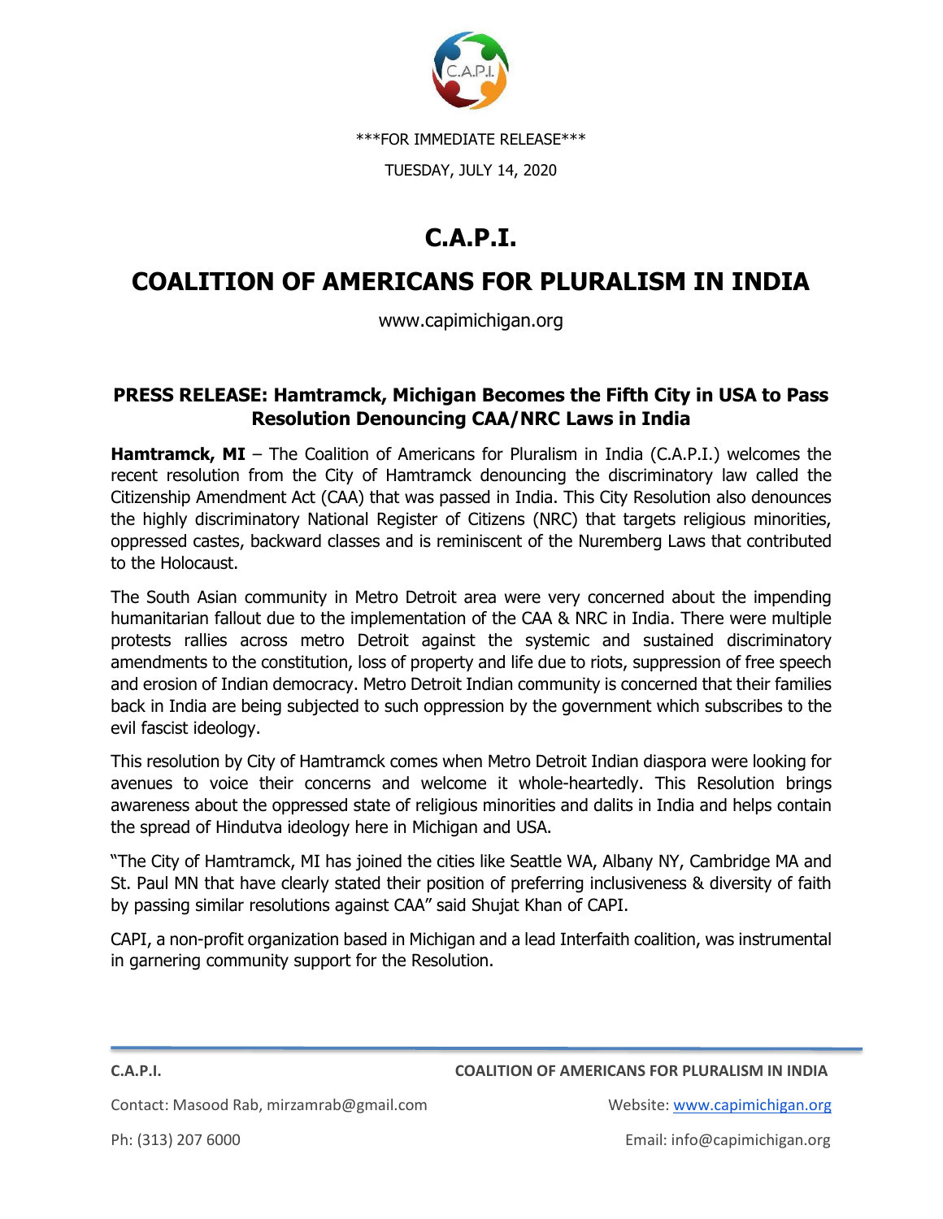\*\*\*FOR IMMEDIATE RELEASE\*\*\*

TUESDAY, JULY 14, 2020

# C.A.P.I.

# COALITION OF AMERICANS FOR PLURALISM IN INDIA

www.capimichigan.org

## PRESS RELEASE: Hamtramck, Michigan Becomes the Fifth City in USA to Pass Resolution Denouncing CAA/NRC Laws in India

**Hamtramck, MI** – The Coalition of Americans for Pluralism in India (C.A.P.I.) welcomes the recent resolution from the City of Hamtramck denouncing the discriminatory law called the Citizenship Amendment Act (CAA) that was passed in India. This City Resolution also denounces the highly discriminatory National Register of Citizens (NRC) that targets religious minorities, oppressed castes, backward classes and is reminiscent of the Nuremberg Laws that contributed to the Holocaust.

The South Asian community in Metro Detroit area were very concerned about the impending humanitarian fallout due to the implementation of the CAA & NRC in India. There were multiple protests rallies across metro Detroit against the systemic and sustained discriminatory amendments to the constitution, loss of property and life due to riots, suppression of free speech and erosion of Indian democracy. Metro Detroit Indian community is concerned that their families back in India are being subjected to such oppression by the government which subscribes to the evil fascist ideology.

This resolution by City of Hamtramck comes when Metro Detroit Indian diaspora were looking for avenues to voice their concerns and welcome it whole-heartedly. This Resolution brings awareness about the oppressed state of religious minorities and dalits in India and helps contain the spread of Hindutva ideology here in Michigan and USA.

"The City of Hamtramck, MI has joined the cities like Seattle WA, Albany NY, Cambridge MA and St. Paul MN that have clearly stated their position of preferring inclusiveness & diversity of faith by passing similar resolutions against CAA" said Shujat Khan of CAPI.

CAPI, a non-profit organization based in Michigan and a lead Interfaith coalition, was instrumental in garnering community support for the Resolution.

**C.A.P.I.** — **COALITION OF AMERICANS FOR PLURALISM IN INDIA**

Contact: Masood Rab, mirzamrab@gmail.com — Website: www.capimichigan.org

Ph: (313) 207 6000 — Email: info@capimichigan.org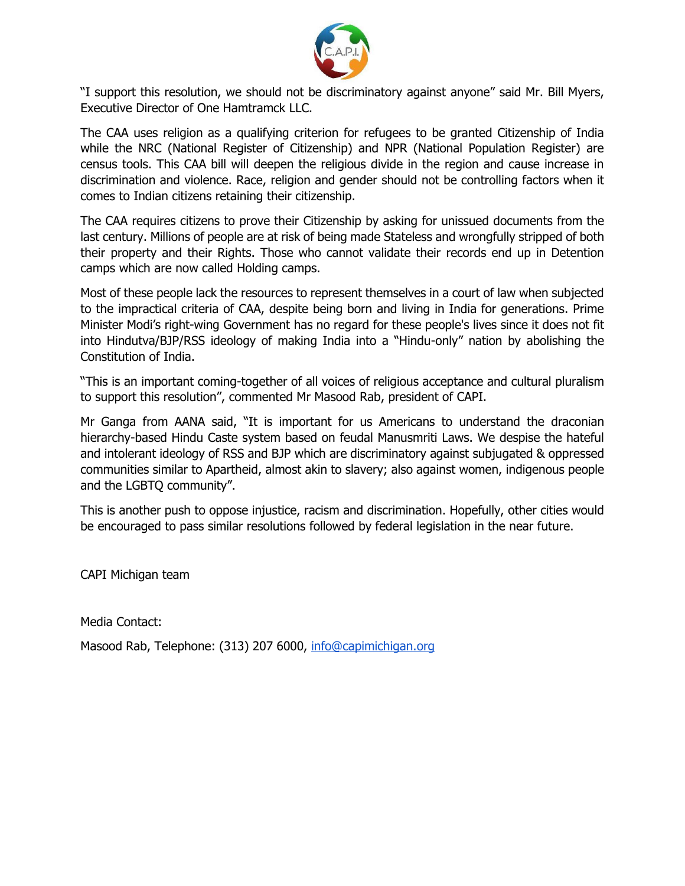"I support this resolution, we should not be discriminatory against anyone" said Mr. Bill Myers, Executive Director of One Hamtramck LLC.

The CAA uses religion as a qualifying criterion for refugees to be granted Citizenship of India while the NRC (National Register of Citizenship) and NPR (National Population Register) are census tools. This CAA bill will deepen the religious divide in the region and cause increase in discrimination and violence. Race, religion and gender should not be controlling factors when it comes to Indian citizens retaining their citizenship.

The CAA requires citizens to prove their Citizenship by asking for unissued documents from the last century. Millions of people are at risk of being made Stateless and wrongfully stripped of both their property and their Rights. Those who cannot validate their records end up in Detention camps which are now called Holding camps.

Most of these people lack the resources to represent themselves in a court of law when subjected to the impractical criteria of CAA, despite being born and living in India for generations. Prime Minister Modi's right-wing Government has no regard for these people's lives since it does not fit into Hindutva/BJP/RSS ideology of making India into a "Hindu-only" nation by abolishing the Constitution of India.

"This is an important coming-together of all voices of religious acceptance and cultural pluralism to support this resolution", commented Mr Masood Rab, president of CAPI.

Mr Ganga from AANA said, "It is important for us Americans to understand the draconian hierarchy-based Hindu Caste system based on feudal Manusmriti Laws. We despise the hateful and intolerant ideology of RSS and BJP which are discriminatory against subjugated & oppressed communities similar to Apartheid, almost akin to slavery; also against women, indigenous people and the LGBTQ community".

This is another push to oppose injustice, racism and discrimination. Hopefully, other cities would be encouraged to pass similar resolutions followed by federal legislation in the near future.

CAPI Michigan team

Media Contact:

Masood Rab, Telephone: (313) 207 6000, info@capimichigan.org